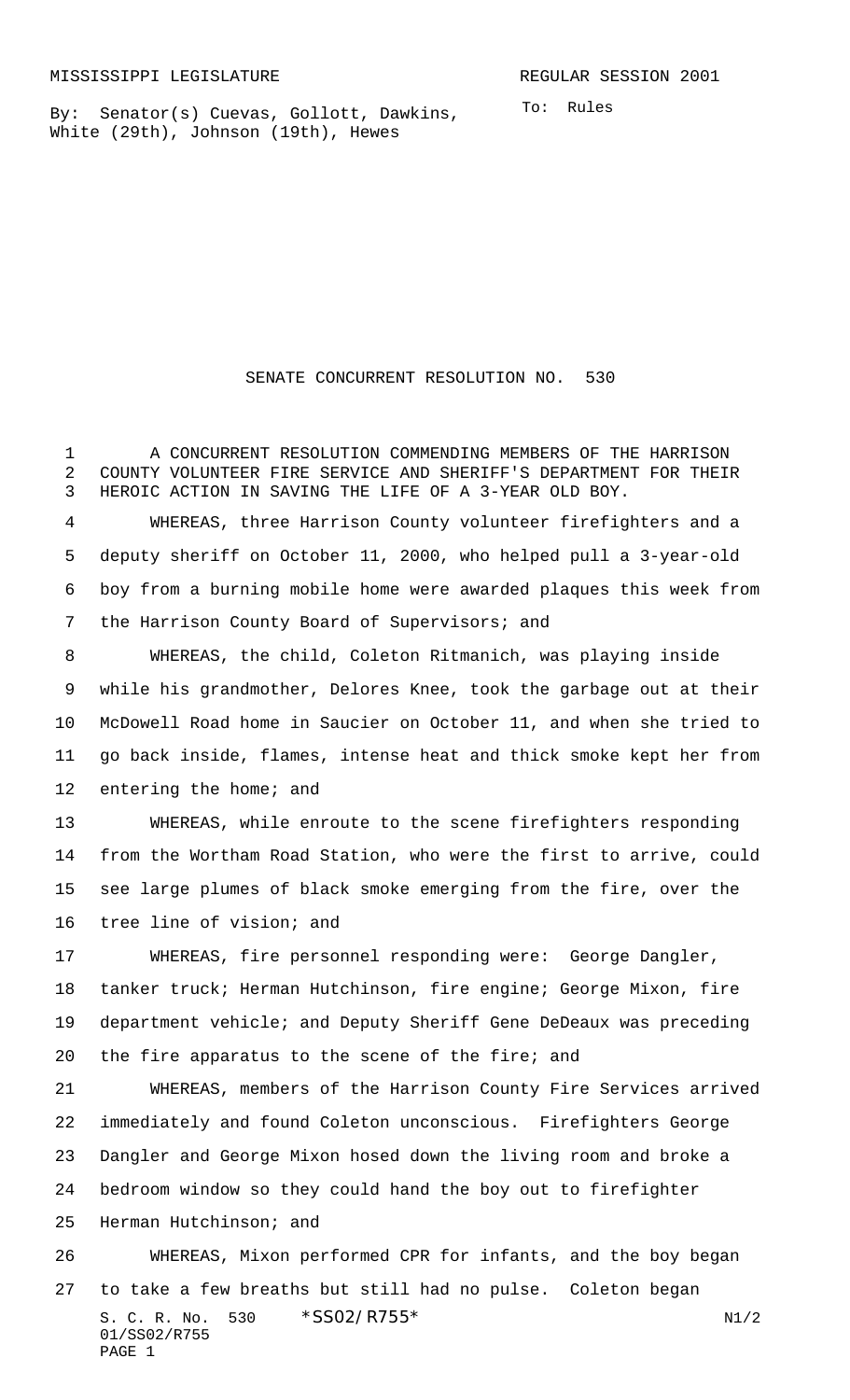MISSISSIPPI LEGISLATURE REGULAR SESSION 2001

By: Senator(s) Cuevas, Gollott, Dawkins, White (29th), Johnson (19th), Hewes

To: Rules

# SENATE CONCURRENT RESOLUTION NO. 530

A CONCURRENT RESOLUTION COMMENDING MEMBERS OF THE HARRISON COUNTY VOLUNTEER FIRE SERVICE AND SHERIFF'S DEPARTMENT FOR THEIR HEROIC ACTION IN SAVING THE LIFE OF A 3-YEAR OLD BOY.

WHEREAS, three Harrison County volunteer firefighters and a deputy sheriff on October 11, 2000, who helped pull a 3-year-old boy from a burning mobile home were awarded plaques this week from the Harrison County Board of Supervisors; and

WHEREAS, the child, Coleton Ritmanich, was playing inside while his grandmother, Delores Knee, took the garbage out at their McDowell Road home in Saucier on October 11, and when she tried to go back inside, flames, intense heat and thick smoke kept her from entering the home; and

WHEREAS, while enroute to the scene firefighters responding from the Wortham Road Station, who were the first to arrive, could see large plumes of black smoke emerging from the fire, over the tree line of vision; and

WHEREAS, fire personnel responding were: George Dangler, tanker truck; Herman Hutchinson, fire engine; George Mixon, fire department vehicle; and Deputy Sheriff Gene DeDeaux was preceding the fire apparatus to the scene of the fire; and

WHEREAS, members of the Harrison County Fire Services arrived immediately and found Coleton unconscious. Firefighters George Dangler and George Mixon hosed down the living room and broke a bedroom window so they could hand the boy out to firefighter Herman Hutchinson; and

WHEREAS, Mixon performed CPR for infants, and the boy began to take a few breaths but still had no pulse. Coleton began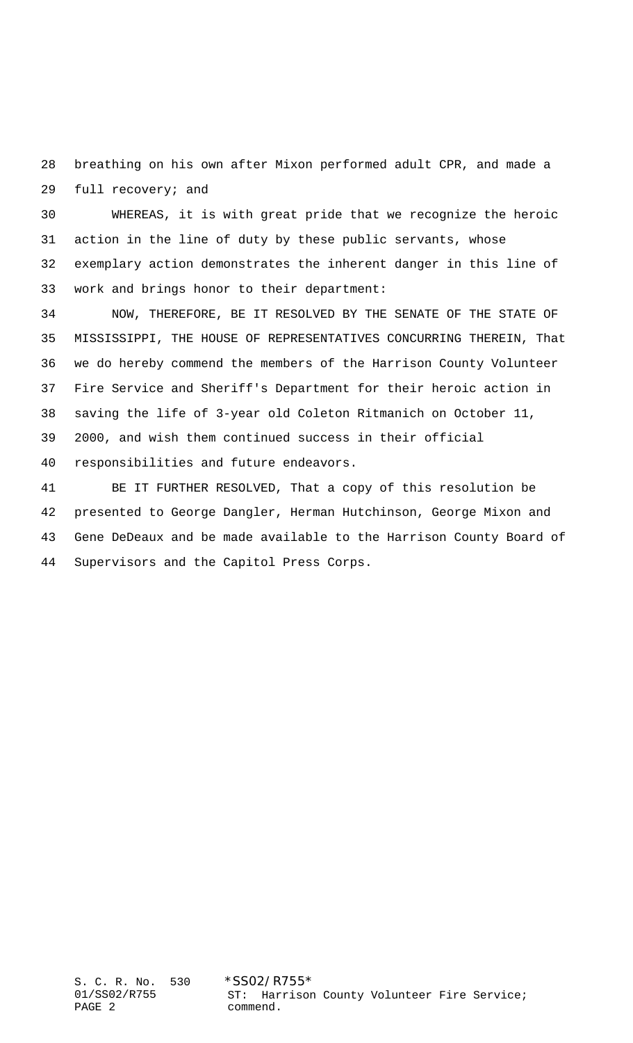breathing on his own after Mixon performed adult CPR, and made a full recovery; and

WHEREAS, it is with great pride that we recognize the heroic action in the line of duty by these public servants, whose exemplary action demonstrates the inherent danger in this line of work and brings honor to their department:

NOW, THEREFORE, BE IT RESOLVED BY THE SENATE OF THE STATE OF MISSISSIPPI, THE HOUSE OF REPRESENTATIVES CONCURRING THEREIN, That we do hereby commend the members of the Harrison County Volunteer Fire Service and Sheriff's Department for their heroic action in saving the life of 3-year old Coleton Ritmanich on October 11, 2000, and wish them continued success in their official responsibilities and future endeavors.

BE IT FURTHER RESOLVED, That a copy of this resolution be presented to George Dangler, Herman Hutchinson, George Mixon and Gene DeDeaux and be made available to the Harrison County Board of Supervisors and the Capitol Press Corps.